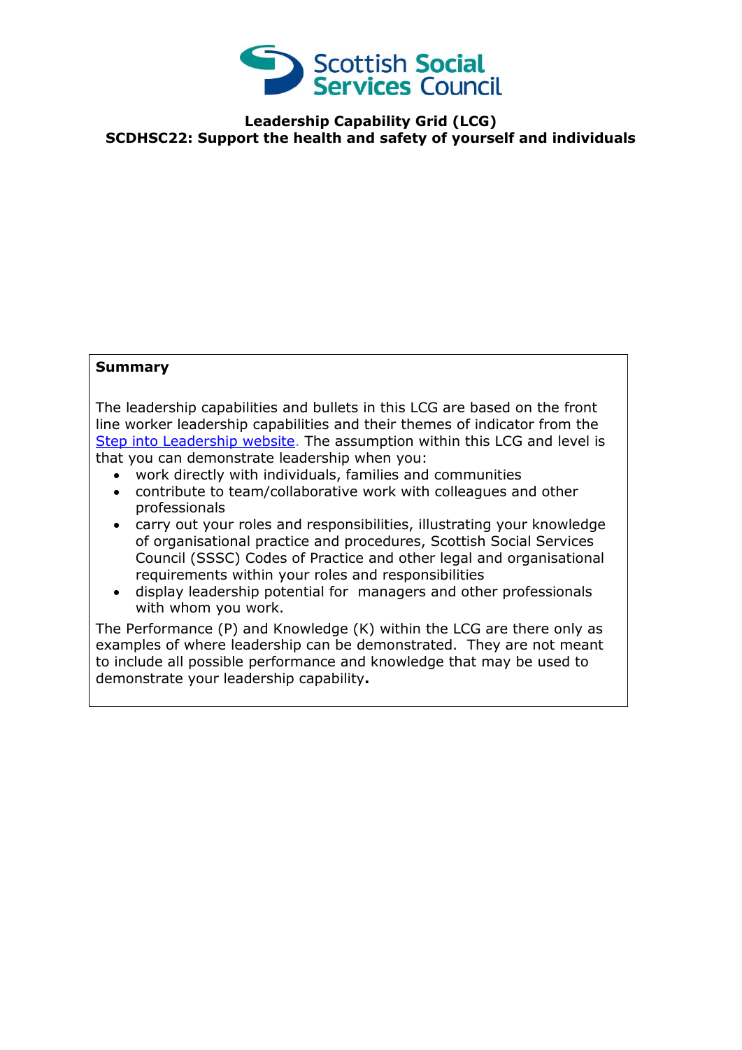Scottish Social Services Council

# Leadership Capability Grid (LCG)
## SCDHSC22: Support the health and safety of yourself and individuals

**Summary**

The leadership capabilities and bullets in this LCG are based on the front line worker leadership capabilities and their themes of indicator from the Step into Leadership website. The assumption within this LCG and level is that you can demonstrate leadership when you:

- work directly with individuals, families and communities
- contribute to team/collaborative work with colleagues and other professionals
- carry out your roles and responsibilities, illustrating your knowledge of organisational practice and procedures, Scottish Social Services Council (SSSC) Codes of Practice and other legal and organisational requirements within your roles and responsibilities
- display leadership potential for managers and other professionals with whom you work.

The Performance (P) and Knowledge (K) within the LCG are there only as examples of where leadership can be demonstrated. They are not meant to include all possible performance and knowledge that may be used to demonstrate your leadership capability**.**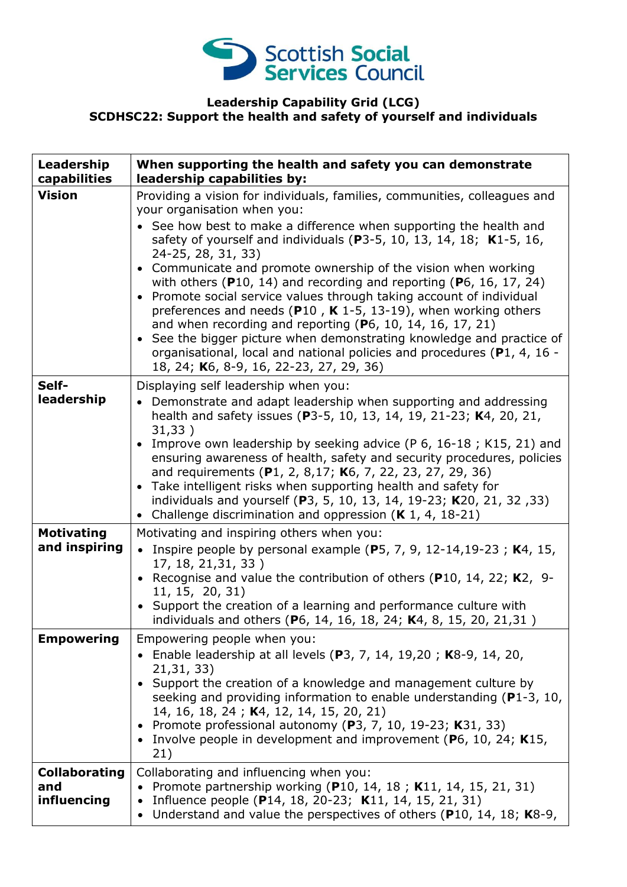**Leadership Capability Grid (LCG)**
**SCDHSC22: Support the health and safety of yourself and individuals**

| Leadership capabilities | When supporting the health and safety you can demonstrate leadership capabilities by: |
|---|---|
| **Vision** | Providing a vision for individuals, families, communities, colleagues and your organisation when you:<br>• See how best to make a difference when supporting the health and safety of yourself and individuals (**P**3-5, 10, 13, 14, 18; **K**1-5, 16, 24-25, 28, 31, 33)<br>• Communicate and promote ownership of the vision when working with others (**P**10, 14) and recording and reporting (**P**6, 16, 17, 24)<br>• Promote social service values through taking account of individual preferences and needs (**P**10 , **K** 1-5, 13-19), when working others and when recording and reporting (**P**6, 10, 14, 16, 17, 21)<br>• See the bigger picture when demonstrating knowledge and practice of organisational, local and national policies and procedures (**P**1, 4, 16 - 18, 24; **K**6, 8-9, 16, 22-23, 27, 29, 36) |
| **Self-leadership** | Displaying self leadership when you:<br>• Demonstrate and adapt leadership when supporting and addressing health and safety issues (**P**3-5, 10, 13, 14, 19, 21-23; **K**4, 20, 21, 31,33 )<br>• Improve own leadership by seeking advice (P 6, 16-18 ; K15, 21) and ensuring awareness of health, safety and security procedures, policies and requirements (**P**1, 2, 8,17; **K**6, 7, 22, 23, 27, 29, 36)<br>• Take intelligent risks when supporting health and safety for individuals and yourself (**P**3, 5, 10, 13, 14, 19-23; **K**20, 21, 32 ,33)<br>• Challenge discrimination and oppression (**K** 1, 4, 18-21) |
| **Motivating and inspiring** | Motivating and inspiring others when you:<br>• Inspire people by personal example (**P**5, 7, 9, 12-14,19-23 ; **K**4, 15, 17, 18, 21,31, 33 )<br>• Recognise and value the contribution of others (**P**10, 14, 22; **K**2, 9-11, 15, 20, 31)<br>• Support the creation of a learning and performance culture with individuals and others (**P**6, 14, 16, 18, 24; **K**4, 8, 15, 20, 21,31 ) |
| **Empowering** | Empowering people when you:<br>• Enable leadership at all levels (**P**3, 7, 14, 19,20 ; **K**8-9, 14, 20, 21,31, 33)<br>• Support the creation of a knowledge and management culture by seeking and providing information to enable understanding (**P**1-3, 10, 14, 16, 18, 24 ; **K**4, 12, 14, 15, 20, 21)<br>• Promote professional autonomy (**P**3, 7, 10, 19-23; **K**31, 33)<br>• Involve people in development and improvement (**P**6, 10, 24; **K**15, 21) |
| **Collaborating and influencing** | Collaborating and influencing when you:<br>• Promote partnership working (**P**10, 14, 18 ; **K**11, 14, 15, 21, 31)<br>• Influence people (**P**14, 18, 20-23; **K**11, 14, 15, 21, 31)<br>• Understand and value the perspectives of others (**P**10, 14, 18; **K**8-9, |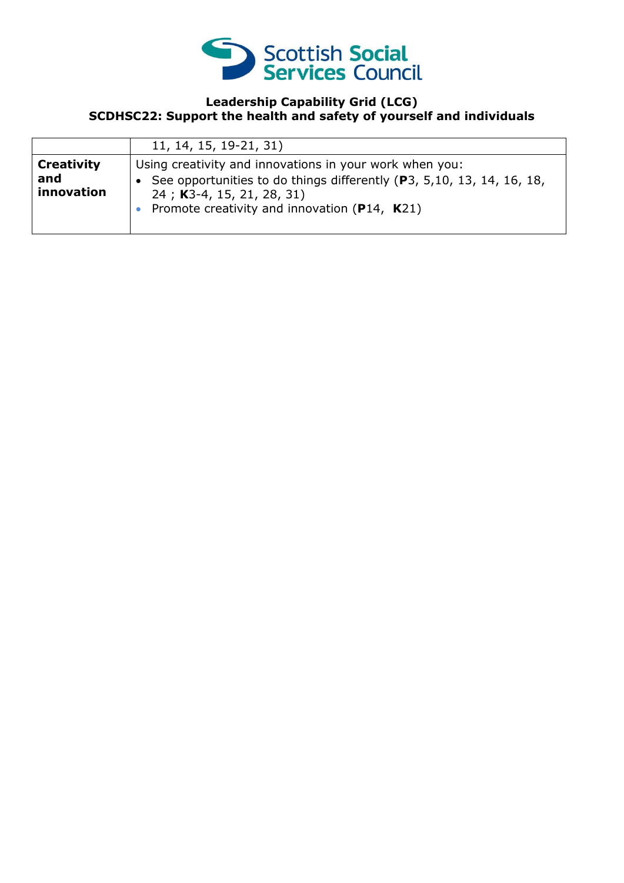**Leadership Capability Grid (LCG)**
**SCDHSC22: Support the health and safety of yourself and individuals**

| | |
|---|---|
| | 11, 14, 15, 19-21, 31) |
| **Creativity and innovation** | Using creativity and innovations in your work when you:<br>• See opportunities to do things differently (**P**3, 5,10, 13, 14, 16, 18, 24 ; **K**3-4, 15, 21, 28, 31)<br>• Promote creativity and innovation (**P**14, **K**21) |